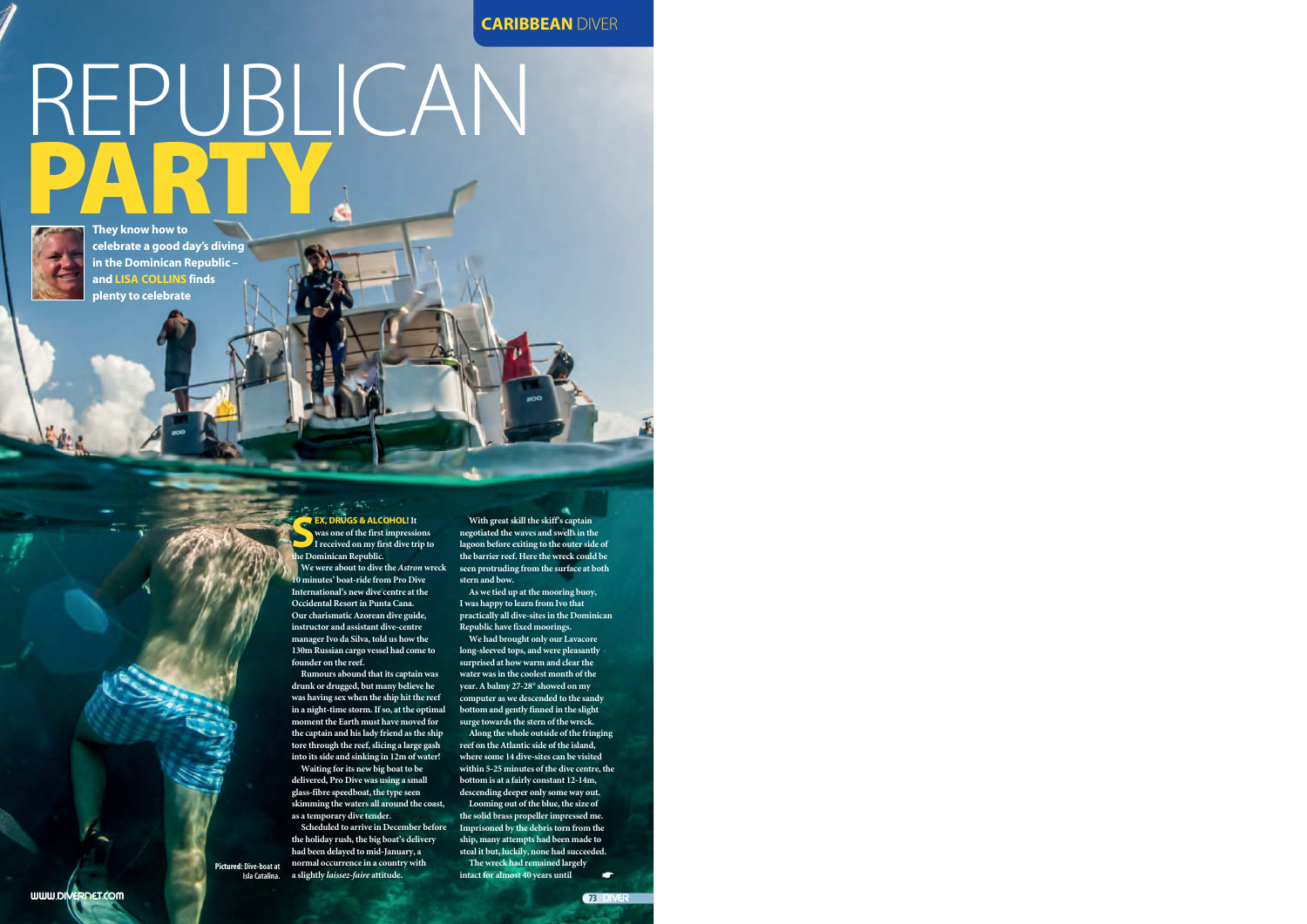# REPUBLICAN PARTY

**They know how to celebrate a good day's diving in the Dominican Republic – and LISA COLLINS finds plenty to celebrate**

**SEX, DRUGS & ALCOHOL!** It was one of the first impressions I received on my first dive trip to the Dominican Republic.

We were about to dive the *Astron* wreck 10 minutes' boat-ride from Pro Dive International's new dive centre at the Occidental Resort in Punta Cana. Our charismatic Azorean dive guide, instructor and assistant dive-centre manager Ivo da Silva, told us how the 130m Russian cargo vessel had come to founder on the reef.

Rumours abound that its captain was drunk or drugged, but many believe he was having sex when the ship hit the reef in a night-time storm. If so, at the optimal moment the Earth must have moved for the captain and his lady friend as the ship tore through the reef, slicing a large gash into its side and sinking in 12m of water!

Waiting for its new big boat to be delivered, Pro Dive was using a small glass-fibre speedboat, the type seen skimming the waters all around the coast, as a temporary dive tender.

Scheduled to arrive in December before the holiday rush, the big boat's delivery had been delayed to mid-January, a normal occurrence in a country with a slightly *laissez-faire* attitude.

With great skill the skiff's captain negotiated the waves and swells in the lagoon before exiting to the outer side of the barrier reef. Here the wreck could be seen protruding from the surface at both stern and bow.

As we tied up at the mooring buoy, I was happy to learn from Ivo that practically all dive-sites in the Dominican Republic have fixed moorings.

We had brought only our Lavacore long-sleeved tops, and were pleasantly surprised at how warm and clear the water was in the coolest month of the year. A balmy 27-28° showed on my computer as we descended to the sandy bottom and gently finned in the slight surge towards the stern of the wreck.

Along the whole outside of the fringing reef on the Atlantic side of the island, where some 14 dive-sites can be visited within 5-25 minutes of the dive centre, the bottom is at a fairly constant 12-14m, descending deeper only some way out.

Looming out of the blue, the size of the solid brass propeller impressed me. Imprisoned by the debris torn from the ship, many attempts had been made to steal it but, luckily, none had succeeded.

The wreck had remained largely intact for almost 40 years until

**Pictured:** Dive-boat at Isla Catalina.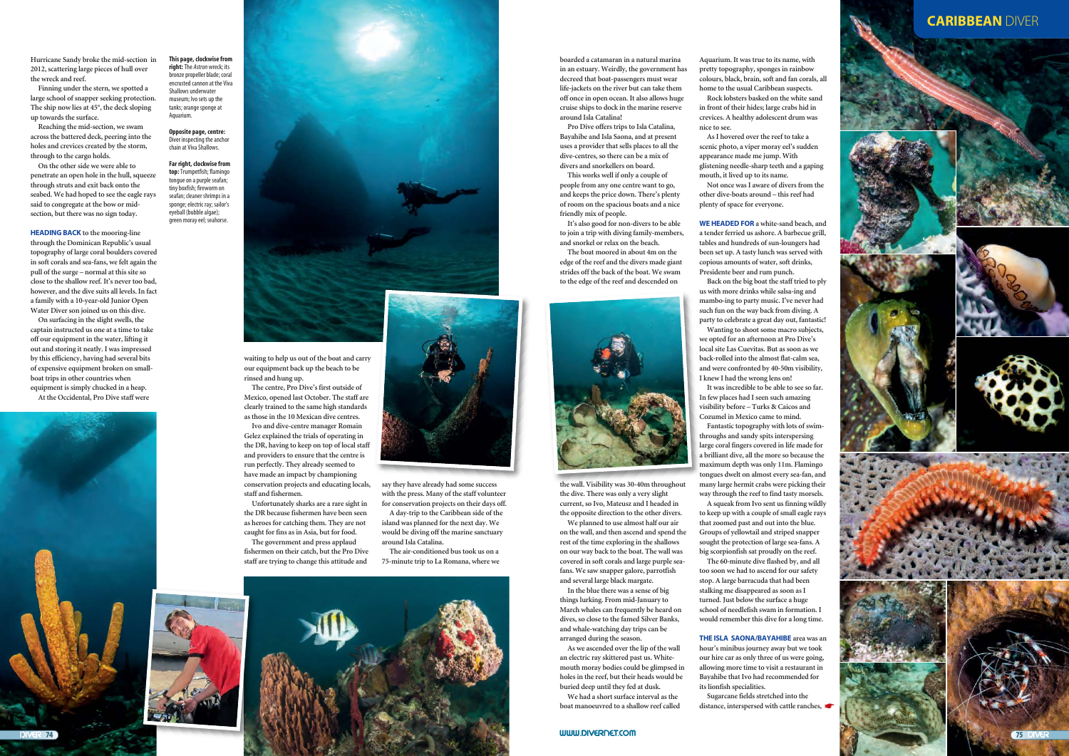Hurricane Sandy broke the mid-section in 2012, scattering large pieces of hull over the wreck and reef.

Finning under the stern, we spotted a large school of snapper seeking protection. The ship now lies at 45°, the deck sloping up towards the surface.

Reaching the mid-section, we swam across the battered deck, peering into the holes and crevices created by the storm, through to the cargo holds.

On the other side we were able to penetrate an open hole in the hull, squeeze through struts and exit back onto the seabed. We had hoped to see the eagle rays said to congregate at the bow or mid-section, but there was no sign today.

**HEADING BACK** to the mooring-line through the Dominican Republic's usual topography of large coral boulders covered in soft corals and sea-fans, we felt again the pull of the surge – normal at this site so close to the shallow reef. It's never too bad, however, and the dive suits all levels. In fact a family with a 10-year-old Junior Open Water Diver son joined us on this dive.

On surfacing in the slight swells, the captain instructed us one at a time to take off our equipment in the water, lifting it out and storing it neatly. I was impressed by this efficiency, having had several bits of expensive equipment broken on small-boat trips in other countries when equipment is simply chucked in a heap.

At the Occidental, Pro Dive staff were waiting to help us out of the boat and carry our equipment back up the beach to be rinsed and hung up.

The centre, Pro Dive's first outside of Mexico, opened last October. The staff are clearly trained to the same high standards as those in the 10 Mexican dive centres.

Ivo and dive-centre manager Romain Gelez explained the trials of operating in the DR, having to keep on top of local staff and providers to ensure that the centre is run perfectly. They already seemed to have made an impact by championing conservation projects and educating locals, staff and fishermen.

Unfortunately sharks are a rare sight in the DR because fishermen have been seen as heroes for catching them. They are not caught for fins as in Asia, but for food.

The government and press applaud fishermen on their catch, but the Pro Dive staff are trying to change this attitude and say they have already had some success with the press. Many of the staff volunteer for conservation projects on their days off.

A day-trip to the Caribbean side of the island was planned for the next day. We would be diving off the marine sanctuary around Isla Catalina.

The air-conditioned bus took us on a 75-minute trip to La Romana, where we boarded a catamaran in a natural marina in an estuary. Weirdly, the government has decreed that boat-passengers must wear life-jackets on the river but can take them off once in open ocean. It also allows huge cruise ships to dock in the marine reserve around Isla Catalina!

Pro Dive offers trips to Isla Catalina, Bayahibe and Isla Saona, and at present uses a provider that sells places to all the dive-centres, so there can be a mix of divers and snorkellers on board.

This works well if only a couple of people from any one centre want to go, and keeps the price down. There's plenty of room on the spacious boats and a nice friendly mix of people.

It's also good for non-divers to be able to join a trip with diving family-members, and snorkel or relax on the beach.

The boat moored in about 4m on the edge of the reef and the divers made giant strides off the back of the boat. We swam to the edge of the reef and descended on the wall. Visibility was 30-40m throughout the dive. There was only a very slight current, so Ivo, Mateusz and I headed in the opposite direction to the other divers.

We planned to use almost half our air on the wall, and then ascend and spend the rest of the time exploring in the shallows on our way back to the boat. The wall was covered in soft corals and large purple sea-fans. We saw snapper galore, parrotfish and several large black margate.

In the blue there was a sense of big things lurking. From mid-January to March whales can frequently be heard on dives, so close to the famed Silver Banks, and whale-watching day trips can be arranged during the season.

As we ascended over the lip of the wall an electric ray skittered past us. White-mouth moray bodies could be glimpsed in holes in the reef, but their heads would be buried deep until they fed at dusk.

We had a short surface interval as the boat manoeuvred to a shallow reef called Aquarium. It was true to its name, with pretty topography, sponges in rainbow colours, black, brain, soft and fan corals, all home to the usual Caribbean suspects.

Rock lobsters basked on the white sand in front of their hides; large crabs hid in crevices. A healthy adolescent drum was nice to see.

As I hovered over the reef to take a scenic photo, a viper moray eel's sudden appearance made me jump. With glistening needle-sharp teeth and a gaping mouth, it lived up to its name.

Not once was I aware of divers from the other dive-boats around – this reef had plenty of space for everyone.

**WE HEADED FOR** a white-sand beach, and a tender ferried us ashore. A barbecue grill, tables and hundreds of sun-loungers had been set up. A tasty lunch was served with copious amounts of water, soft drinks, Presidente beer and rum punch.

Back on the big boat the staff tried to ply us with more drinks while salsa-ing and mambo-ing to party music. I've never had such fun on the way back from diving. A party to celebrate a great day out, fantastic!

Wanting to shoot some macro subjects, we opted for an afternoon at Pro Dive's local site Las Cuevitas. But as soon as we back-rolled into the almost flat-calm sea, and were confronted by 40-50m visibility, I knew I had the wrong lens on!

It was incredible to be able to see so far. In few places had I seen such amazing visibility before – Turks & Caicos and Cozumel in Mexico came to mind.

Fantastic topography with lots of swim-throughs and sandy spits interspersing large coral fingers covered in life made for a brilliant dive, all the more so because the maximum depth was only 11m. Flamingo tongues dwelt on almost every sea-fan, and many large hermit crabs were picking their way through the reef to find tasty morsels.

A squeak from Ivo sent us finning wildly to keep up with a couple of small eagle rays that zoomed past and out into the blue. Groups of yellowtail and striped snapper sought the protection of large sea-fans. A big scorpionfish sat proudly on the reef.

The 60-minute dive flashed by, and all too soon we had to ascend for our safety stop. A large barracuda that had been stalking me disappeared as soon as I turned. Just below the surface a huge school of needlefish swam in formation. I would remember this dive for a long time.

**THE ISLA SAONA/BAYAHIBE** area was an hour's minibus journey away but we took our hire car as only three of us were going, allowing more time to visit a restaurant in Bayahibe that Ivo had recommended for its lionfish specialities.

Sugarcane fields stretched into the distance, interspersed with cattle ranches,

**This page, clockwise from right:** The *Astron* wreck; its bronze propeller blade; coral encrusted cannon at the Viva Shallows underwater museum; Ivo sets up the tanks; orange sponge at Aquarium.

**Opposite page, centre:** Diver inspecting the anchor chain at Viva Shallows.

**Far right, clockwise from top:** Trumpetfish; flamingo tongue on a purple seafan; tiny boxfish; fireworm on seafan; cleaner shrimps in a sponge; electric ray; sailor's eyeball (bubble algae); green moray eel; seahorse.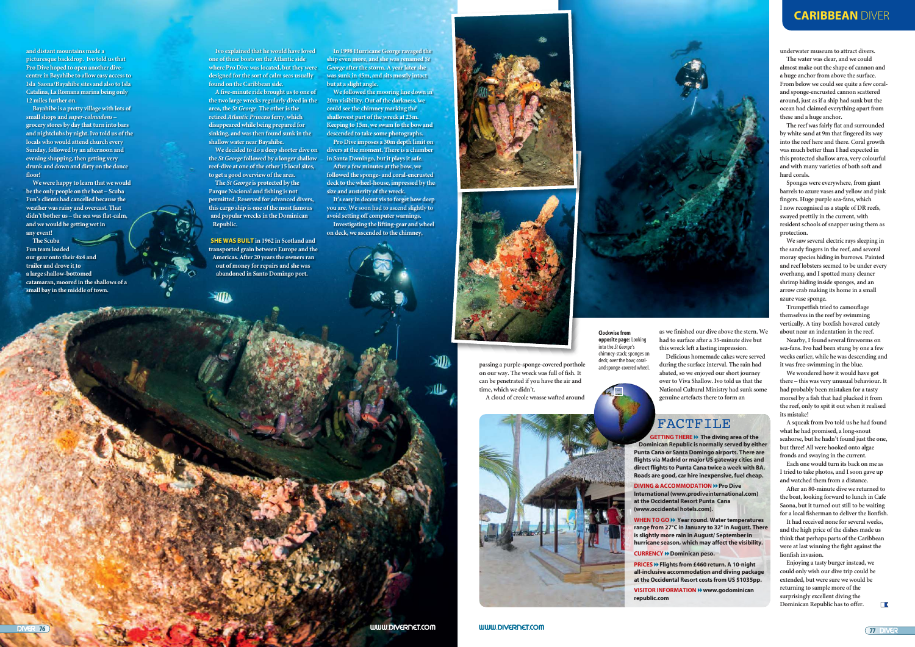and distant mountains made a picturesque backdrop. Ivo told us that Pro Dive hoped to open another dive-centre in Bayahibe to allow easy access to Isla Saona/Bayahibe sites and also to Isla Catalina, La Romana marina being only 12 miles further on.

Bayahibe is a pretty village with lots of small shops and *super-colmadons* – grocery stores by day that turn into bars and nightclubs by night. Ivo told us of the locals who would attend church every Sunday, followed by an afternoon and evening shopping, then getting very drunk and down and dirty on the dance floor!

We were happy to learn that we would be the only people on the boat – Scuba Fun's clients had cancelled because the weather was rainy and overcast. That didn't bother us – the sea was flat-calm, and we would be getting wet in any event!

The Scuba Fun team loaded our gear onto their 4x4 and trailer and drove it to a large shallow-bottomed catamaran, moored in the shallows of a small bay in the middle of town.

Ivo explained that he would have loved one of these boats on the Atlantic side where Pro Dive was located, but they were designed for the sort of calm seas usually found on the Caribbean side.

A five-minute ride brought us to one of the two large wrecks regularly dived in the area, the *St George*. The other is the retired *Atlantic Princess* ferry, which disappeared while being prepared for sinking, and was then found sunk in the shallow water near Bayahibe.

We decided to do a deep shorter dive on the *St George* followed by a longer shallow reef-dive at one of the other 15 local sites, to get a good overview of the area.

The *St George* is protected by the Parque Nacional and fishing is not permitted. Reserved for advanced divers, this cargo ship is one of the most famous and popular wrecks in the Dominican Republic.

**SHE WAS BUILT** in 1962 in Scotland and transported grain between Europe and the Americas. After 20 years the owners ran out of money for repairs and she was abandoned in Santo Domingo port.

In 1998 Hurricane George ravaged the ship even more, and she was renamed *St George* after the storm. A year later she was sunk in 45m, and sits mostly intact but at a slight angle.

We followed the mooring line down in 20m visibility. Out of the darkness, we could see the chimney marking the shallowest part of the wreck at 23m. Keeping to 15m, we swam to the bow and descended to take some photographs.

Pro Dive imposes a 30m depth limit on divers at the moment. There is a chamber in Santa Domingo, but it plays it safe.

After a few minutes at the bow, we followed the sponge- and coral-encrusted deck to the wheel-house, impressed by the size and austerity of the wreck.

It's easy in decent vis to forget how deep you are. We soon had to ascend slightly to avoid setting off computer warnings.

Investigating the lifting-gear and wheel on deck, we ascended to the chimney, passing a purple-sponge-covered porthole on our way. The wreck was full of fish. It can be penetrated if you have the air and time, which we didn't.

A cloud of creole wrasse wafted around as we finished our dive above the stern. We had to surface after a 35-minute dive but this wreck left a lasting impression.

Delicious homemade cakes were served during the surface interval. The rain had abated, so we enjoyed our short journey over to Viva Shallow. Ivo told us that the National Cultural Ministry had sunk some genuine artefacts there to form an underwater museum to attract divers.

The water was clear, and we could almost make out the shape of cannon and a huge anchor from above the surface. From below we could see quite a few coral- and sponge-encrusted cannon scattered around, just as if a ship had sunk but the ocean had claimed everything apart from these and a huge anchor.

The reef was fairly flat and surrounded by white sand at 9m that fingered its way into the reef here and there. Coral growth was much better than I had expected in this protected shallow area, very colourful and with many varieties of both soft and hard corals.

Sponges were everywhere, from giant barrels to azure vases and yellow and pink fingers. Huge purple sea-fans, which I now recognised as a staple of DR reefs, swayed prettily in the current, with resident schools of snapper using them as protection.

We saw several electric rays sleeping in the sandy fingers in the reef, and several moray species hiding in burrows. Painted and reef lobsters seemed to be under every overhang, and I spotted many cleaner shrimp hiding inside sponges, and an arrow crab making its home in a small azure vase sponge.

Trumpetfish tried to camouflage themselves in the reef by swimming vertically. A tiny boxfish hovered cutely about near an indentation in the reef.

Nearby, I found several fireworms on sea-fans. Ivo had been stung by one a few weeks earlier, while he was descending and it was free-swimming in the blue.

We wondered how it would have got there – this was very unusual behaviour. It had probably been mistaken for a tasty morsel by a fish that had plucked it from the reef, only to spit it out when it realised its mistake!

A squeak from Ivo told us he had found what he had promised, a long-snout seahorse, but he hadn't found just the one, but three! All were hooked onto algae fronds and swaying in the current.

Each one would turn its back on me as I tried to take photos, and I soon gave up and watched them from a distance.

After an 80-minute dive we returned to the boat, looking forward to lunch in Cafe Saona, but it turned out still to be waiting for a local fisherman to deliver the lionfish.

It had received none for several weeks, and the high price of the dishes made us think that perhaps parts of the Caribbean were at last winning the fight against the lionfish invasion.

Enjoying a tasty burger instead, we could only wish our dive trip could be extended, but were sure we would be returning to sample more of the surprisingly excellent diving the Dominican Republic has to offer.

**Clockwise from opposite page:** Looking into the *St George's* chimney-stack; sponges on deck; over the bow; coral- and sponge-covered wheel.

## FACTFILE

**GETTING THERE** ▸▸ The diving area of the Dominican Republic is normally served by either Punta Cana or Santa Domingo airports. There are flights via Madrid or major US gateway cities and direct flights to Punta Cana twice a week with BA. Roads are good, car hire inexpensive, fuel cheap.

**DIVING & ACCOMMODATION** ▸▸ Pro Dive International (www.prodiveinternational.com) at the Occidental Resort Punta Cana (www.occidental hotels.com).

**WHEN TO GO** ▸▸ Year round. Water temperatures range from 27°C in January to 32° in August. There is slightly more rain in August/ September in hurricane season, which may affect the visibility.

**CURRENCY** ▸▸ Dominican peso.

**PRICES** ▸▸ Flights from £460 return. A 10-night all-inclusive accommodation and diving package at the Occidental Resort costs from US $1035pp.

**VISITOR INFORMATION** ▸▸ www.godominican republic.com